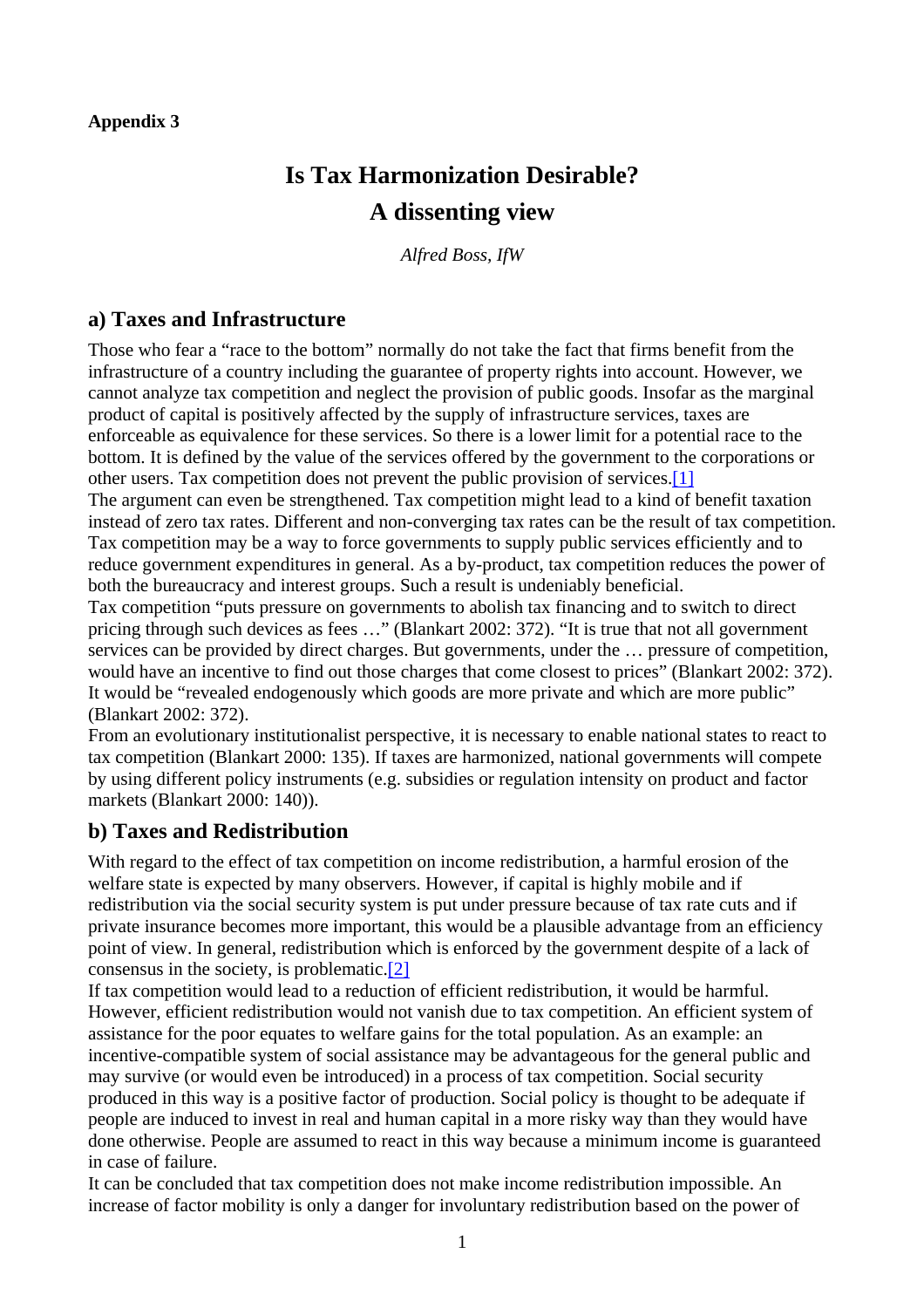**Appendix 3**

# Is Tax Harmonization Desirable?
# A dissenting view

*Alfred Boss, IfW*

## a) Taxes and Infrastructure

Those who fear a "race to the bottom" normally do not take the fact that firms benefit from the infrastructure of a country including the guarantee of property rights into account. However, we cannot analyze tax competition and neglect the provision of public goods. Insofar as the marginal product of capital is positively affected by the supply of infrastructure services, taxes are enforceable as equivalence for these services. So there is a lower limit for a potential race to the bottom. It is defined by the value of the services offered by the government to the corporations or other users. Tax competition does not prevent the public provision of services.[1]

The argument can even be strengthened. Tax competition might lead to a kind of benefit taxation instead of zero tax rates. Different and non-converging tax rates can be the result of tax competition. Tax competition may be a way to force governments to supply public services efficiently and to reduce government expenditures in general. As a by-product, tax competition reduces the power of both the bureaucracy and interest groups. Such a result is undeniably beneficial.

Tax competition "puts pressure on governments to abolish tax financing and to switch to direct pricing through such devices as fees …" (Blankart 2002: 372). "It is true that not all government services can be provided by direct charges. But governments, under the … pressure of competition, would have an incentive to find out those charges that come closest to prices" (Blankart 2002: 372). It would be "revealed endogenously which goods are more private and which are more public" (Blankart 2002: 372).

From an evolutionary institutionalist perspective, it is necessary to enable national states to react to tax competition (Blankart 2000: 135). If taxes are harmonized, national governments will compete by using different policy instruments (e.g. subsidies or regulation intensity on product and factor markets (Blankart 2000: 140)).

## b) Taxes and Redistribution

With regard to the effect of tax competition on income redistribution, a harmful erosion of the welfare state is expected by many observers. However, if capital is highly mobile and if redistribution via the social security system is put under pressure because of tax rate cuts and if private insurance becomes more important, this would be a plausible advantage from an efficiency point of view. In general, redistribution which is enforced by the government despite of a lack of consensus in the society, is problematic.[2]

If tax competition would lead to a reduction of efficient redistribution, it would be harmful. However, efficient redistribution would not vanish due to tax competition. An efficient system of assistance for the poor equates to welfare gains for the total population. As an example: an incentive-compatible system of social assistance may be advantageous for the general public and may survive (or would even be introduced) in a process of tax competition. Social security produced in this way is a positive factor of production. Social policy is thought to be adequate if people are induced to invest in real and human capital in a more risky way than they would have done otherwise. People are assumed to react in this way because a minimum income is guaranteed in case of failure.

It can be concluded that tax competition does not make income redistribution impossible. An increase of factor mobility is only a danger for involuntary redistribution based on the power of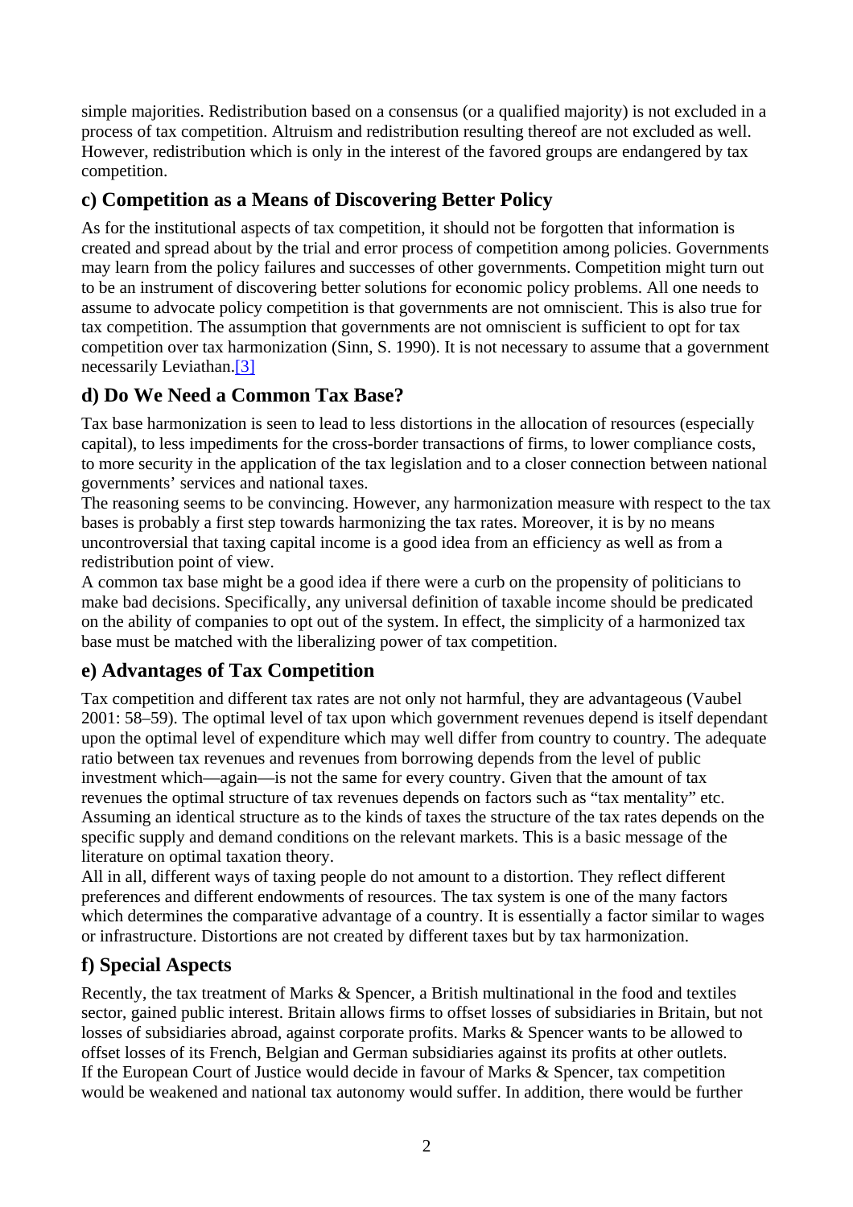simple majorities. Redistribution based on a consensus (or a qualified majority) is not excluded in a process of tax competition. Altruism and redistribution resulting thereof are not excluded as well. However, redistribution which is only in the interest of the favored groups are endangered by tax competition.

## c) Competition as a Means of Discovering Better Policy

As for the institutional aspects of tax competition, it should not be forgotten that information is created and spread about by the trial and error process of competition among policies. Governments may learn from the policy failures and successes of other governments. Competition might turn out to be an instrument of discovering better solutions for economic policy problems. All one needs to assume to advocate policy competition is that governments are not omniscient. This is also true for tax competition. The assumption that governments are not omniscient is sufficient to opt for tax competition over tax harmonization (Sinn, S. 1990). It is not necessary to assume that a government necessarily Leviathan.[3]

## d) Do We Need a Common Tax Base?

Tax base harmonization is seen to lead to less distortions in the allocation of resources (especially capital), to less impediments for the cross-border transactions of firms, to lower compliance costs, to more security in the application of the tax legislation and to a closer connection between national governments' services and national taxes.

The reasoning seems to be convincing. However, any harmonization measure with respect to the tax bases is probably a first step towards harmonizing the tax rates. Moreover, it is by no means uncontroversial that taxing capital income is a good idea from an efficiency as well as from a redistribution point of view.

A common tax base might be a good idea if there were a curb on the propensity of politicians to make bad decisions. Specifically, any universal definition of taxable income should be predicated on the ability of companies to opt out of the system. In effect, the simplicity of a harmonized tax base must be matched with the liberalizing power of tax competition.

## e) Advantages of Tax Competition

Tax competition and different tax rates are not only not harmful, they are advantageous (Vaubel 2001: 58–59). The optimal level of tax upon which government revenues depend is itself dependant upon the optimal level of expenditure which may well differ from country to country. The adequate ratio between tax revenues and revenues from borrowing depends from the level of public investment which—again—is not the same for every country. Given that the amount of tax revenues the optimal structure of tax revenues depends on factors such as "tax mentality" etc. Assuming an identical structure as to the kinds of taxes the structure of the tax rates depends on the specific supply and demand conditions on the relevant markets. This is a basic message of the literature on optimal taxation theory.

All in all, different ways of taxing people do not amount to a distortion. They reflect different preferences and different endowments of resources. The tax system is one of the many factors which determines the comparative advantage of a country. It is essentially a factor similar to wages or infrastructure. Distortions are not created by different taxes but by tax harmonization.

## f) Special Aspects

Recently, the tax treatment of Marks & Spencer, a British multinational in the food and textiles sector, gained public interest. Britain allows firms to offset losses of subsidiaries in Britain, but not losses of subsidiaries abroad, against corporate profits. Marks & Spencer wants to be allowed to offset losses of its French, Belgian and German subsidiaries against its profits at other outlets.

If the European Court of Justice would decide in favour of Marks & Spencer, tax competition would be weakened and national tax autonomy would suffer. In addition, there would be further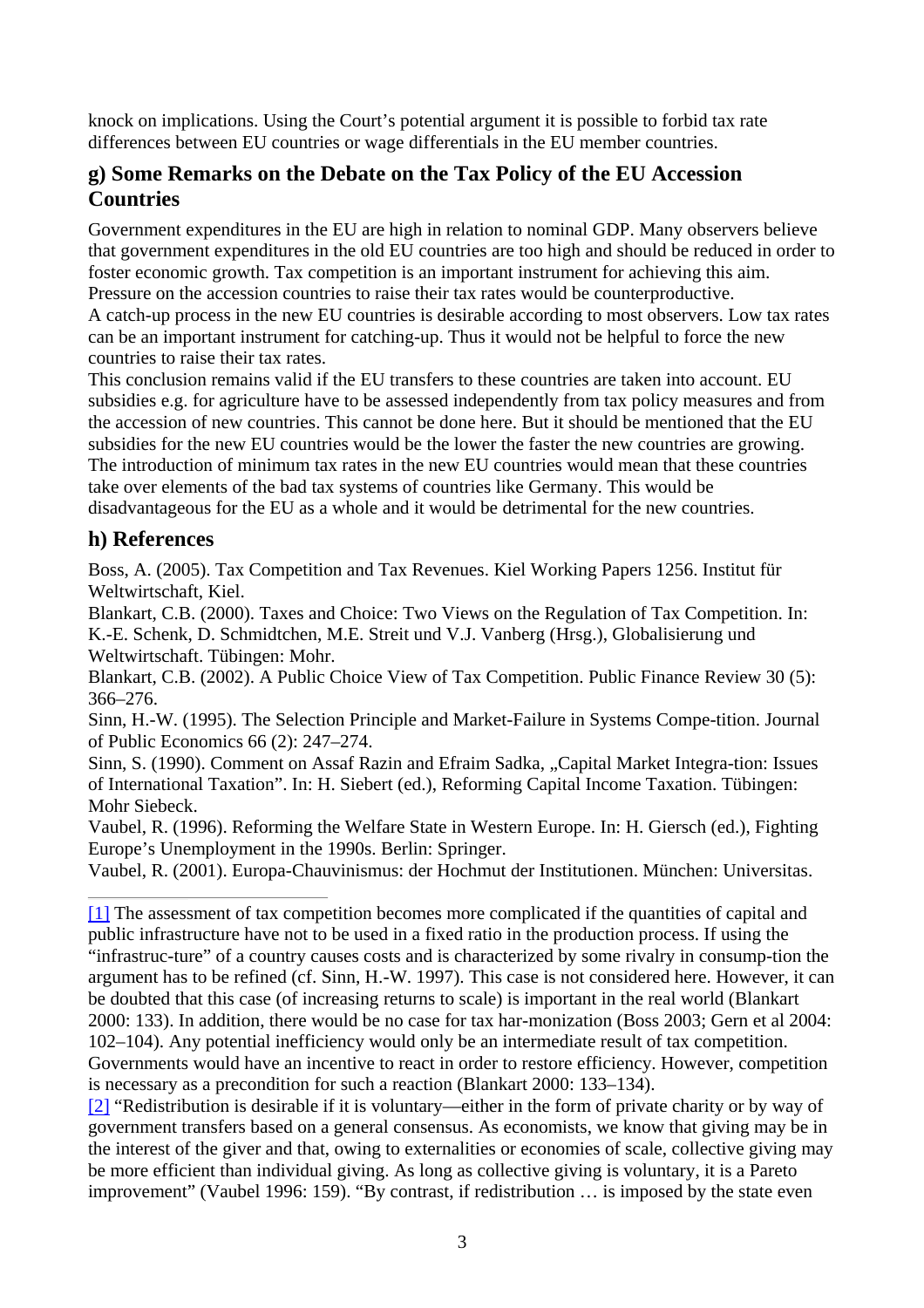knock on implications. Using the Court's potential argument it is possible to forbid tax rate differences between EU countries or wage differentials in the EU member countries.

## g) Some Remarks on the Debate on the Tax Policy of the EU Accession Countries

Government expenditures in the EU are high in relation to nominal GDP. Many observers believe that government expenditures in the old EU countries are too high and should be reduced in order to foster economic growth. Tax competition is an important instrument for achieving this aim. Pressure on the accession countries to raise their tax rates would be counterproductive.
A catch-up process in the new EU countries is desirable according to most observers. Low tax rates can be an important instrument for catching-up. Thus it would not be helpful to force the new countries to raise their tax rates.
This conclusion remains valid if the EU transfers to these countries are taken into account. EU subsidies e.g. for agriculture have to be assessed independently from tax policy measures and from the accession of new countries. This cannot be done here. But it should be mentioned that the EU subsidies for the new EU countries would be the lower the faster the new countries are growing.
The introduction of minimum tax rates in the new EU countries would mean that these countries take over elements of the bad tax systems of countries like Germany. This would be disadvantageous for the EU as a whole and it would be detrimental for the new countries.

## h) References

Boss, A. (2005). Tax Competition and Tax Revenues. Kiel Working Papers 1256. Institut für Weltwirtschaft, Kiel.
Blankart, C.B. (2000). Taxes and Choice: Two Views on the Regulation of Tax Competition. In: K.-E. Schenk, D. Schmidtchen, M.E. Streit und V.J. Vanberg (Hrsg.), Globalisierung und Weltwirtschaft. Tübingen: Mohr.
Blankart, C.B. (2002). A Public Choice View of Tax Competition. Public Finance Review 30 (5): 366–276.
Sinn, H.-W. (1995). The Selection Principle and Market-Failure in Systems Compe-tition. Journal of Public Economics 66 (2): 247–274.
Sinn, S. (1990). Comment on Assaf Razin and Efraim Sadka, „Capital Market Integra-tion: Issues of International Taxation". In: H. Siebert (ed.), Reforming Capital Income Taxation. Tübingen: Mohr Siebeck.
Vaubel, R. (1996). Reforming the Welfare State in Western Europe. In: H. Giersch (ed.), Fighting Europe's Unemployment in the 1990s. Berlin: Springer.
Vaubel, R. (2001). Europa-Chauvinismus: der Hochmut der Institutionen. München: Universitas.

---

[1] The assessment of tax competition becomes more complicated if the quantities of capital and public infrastructure have not to be used in a fixed ratio in the production process. If using the "infrastruc-ture" of a country causes costs and is characterized by some rivalry in consump-tion the argument has to be refined (cf. Sinn, H.-W. 1997). This case is not considered here. However, it can be doubted that this case (of increasing returns to scale) is important in the real world (Blankart 2000: 133). In addition, there would be no case for tax har-monization (Boss 2003; Gern et al 2004: 102–104). Any potential inefficiency would only be an intermediate result of tax competition. Governments would have an incentive to react in order to restore efficiency. However, competition is necessary as a precondition for such a reaction (Blankart 2000: 133–134).

[2] "Redistribution is desirable if it is voluntary—either in the form of private charity or by way of government transfers based on a general consensus. As economists, we know that giving may be in the interest of the giver and that, owing to externalities or economies of scale, collective giving may be more efficient than individual giving. As long as collective giving is voluntary, it is a Pareto improvement" (Vaubel 1996: 159). "By contrast, if redistribution … is imposed by the state even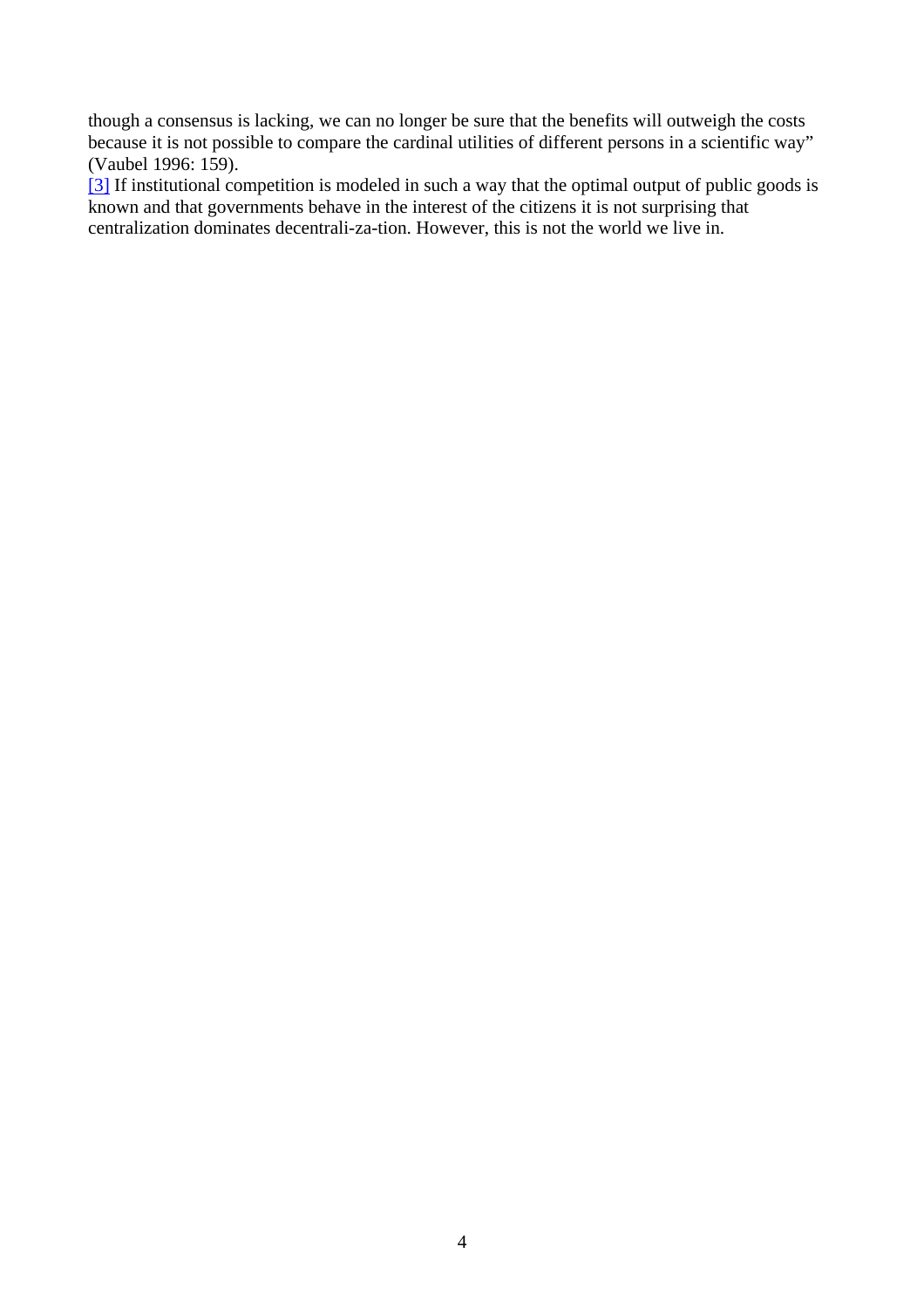though a consensus is lacking, we can no longer be sure that the benefits will outweigh the costs because it is not possible to compare the cardinal utilities of different persons in a scientific way" (Vaubel 1996: 159).

[3] If institutional competition is modeled in such a way that the optimal output of public goods is known and that governments behave in the interest of the citizens it is not surprising that centralization dominates decentrali-za-tion. However, this is not the world we live in.